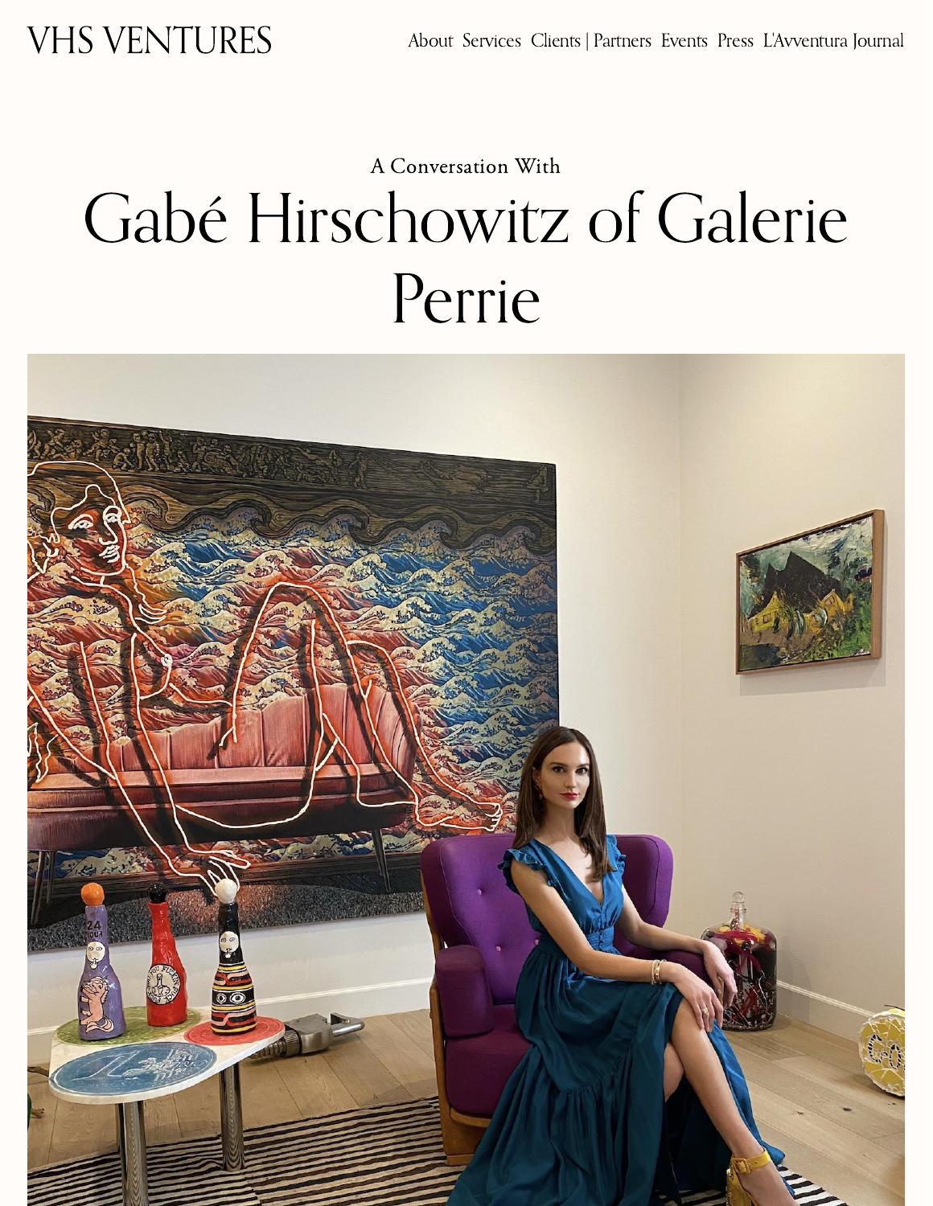VHS VENTURES

About Services Clients | Partners Events Press L'Avventura Journal

A Conversation With

# Gabé Hirschowitz of Galerie Perrie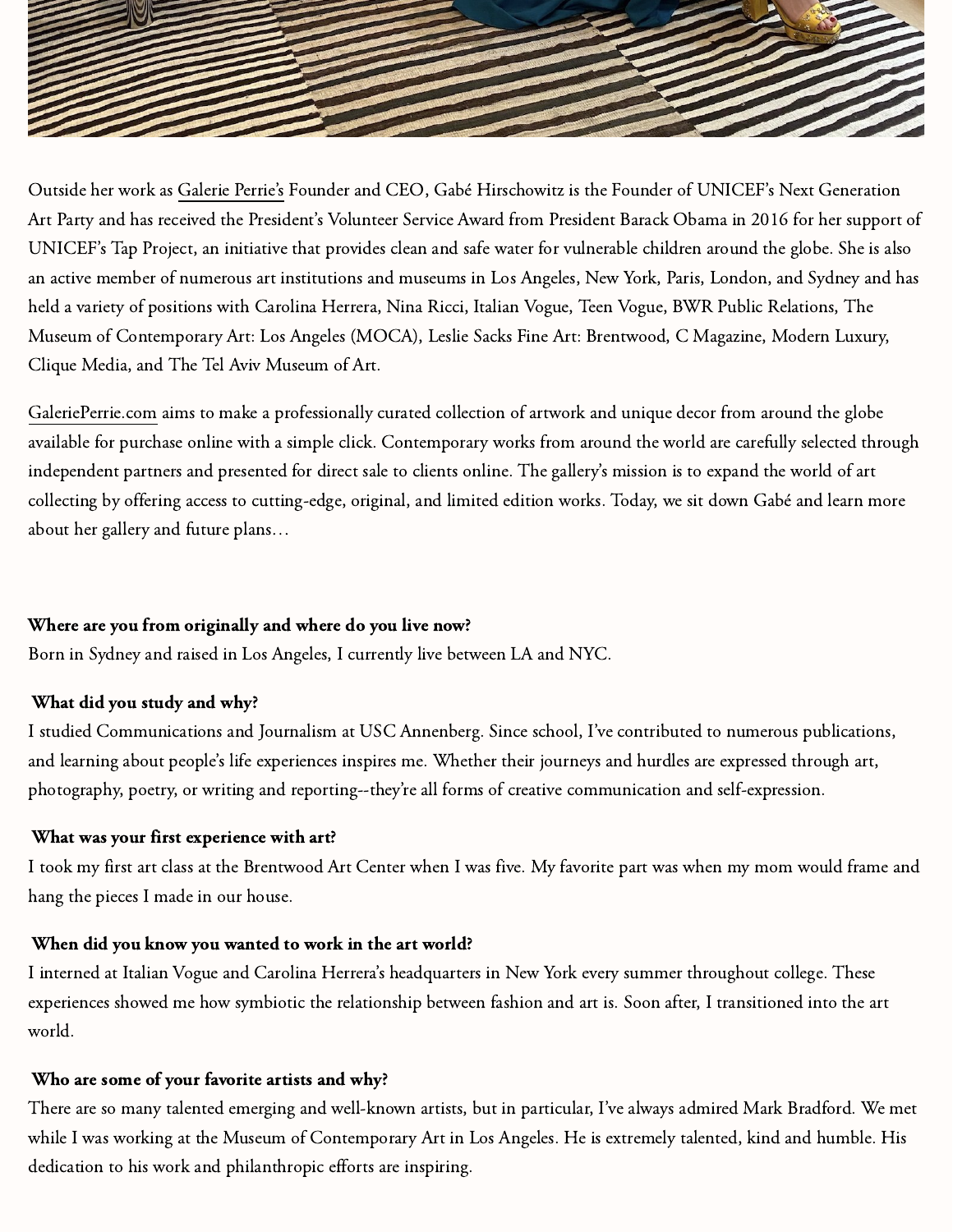Outside her work as Galerie Perrie's Founder and CEO, Gabé Hirschowitz is the Founder of UNICEF's Next Generation Art Party and has received the President's Volunteer Service Award from President Barack Obama in 2016 for her support of UNICEF's Tap Project, an initiative that provides clean and safe water for vulnerable children around the globe. She is also an active member of numerous art institutions and museums in Los Angeles, New York, Paris, London, and Sydney and has held a variety of positions with Carolina Herrera, Nina Ricci, Italian Vogue, Teen Vogue, BWR Public Relations, The Museum of Contemporary Art: Los Angeles (MOCA), Leslie Sacks Fine Art: Brentwood, C Magazine, Modern Luxury, Clique Media, and The Tel Aviv Museum of Art.

GaleriePerrie.com aims to make a professionally curated collection of artwork and unique decor from around the globe available for purchase online with a simple click. Contemporary works from around the world are carefully selected through independent partners and presented for direct sale to clients online. The gallery's mission is to expand the world of art collecting by offering access to cutting-edge, original, and limited edition works. Today, we sit down Gabé and learn more about her gallery and future plans…

**Where are you from originally and where do you live now?**
Born in Sydney and raised in Los Angeles, I currently live between LA and NYC.

**What did you study and why?**
I studied Communications and Journalism at USC Annenberg. Since school, I've contributed to numerous publications, and learning about people's life experiences inspires me. Whether their journeys and hurdles are expressed through art, photography, poetry, or writing and reporting--they're all forms of creative communication and self-expression.

**What was your first experience with art?**
I took my first art class at the Brentwood Art Center when I was five. My favorite part was when my mom would frame and hang the pieces I made in our house.

**When did you know you wanted to work in the art world?**
I interned at Italian Vogue and Carolina Herrera's headquarters in New York every summer throughout college. These experiences showed me how symbiotic the relationship between fashion and art is. Soon after, I transitioned into the art world.

**Who are some of your favorite artists and why?**
There are so many talented emerging and well-known artists, but in particular, I've always admired Mark Bradford. We met while I was working at the Museum of Contemporary Art in Los Angeles. He is extremely talented, kind and humble. His dedication to his work and philanthropic efforts are inspiring.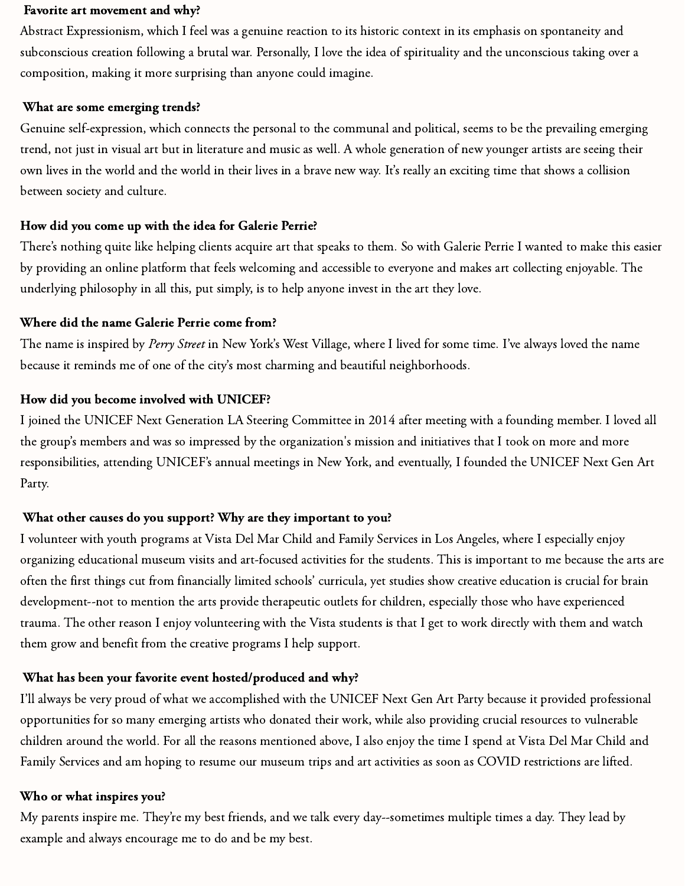**Favorite art movement and why?**

Abstract Expressionism, which I feel was a genuine reaction to its historic context in its emphasis on spontaneity and subconscious creation following a brutal war. Personally, I love the idea of spirituality and the unconscious taking over a composition, making it more surprising than anyone could imagine.

**What are some emerging trends?**

Genuine self-expression, which connects the personal to the communal and political, seems to be the prevailing emerging trend, not just in visual art but in literature and music as well. A whole generation of new younger artists are seeing their own lives in the world and the world in their lives in a brave new way. It's really an exciting time that shows a collision between society and culture.

**How did you come up with the idea for Galerie Perrie?**

There's nothing quite like helping clients acquire art that speaks to them. So with Galerie Perrie I wanted to make this easier by providing an online platform that feels welcoming and accessible to everyone and makes art collecting enjoyable. The underlying philosophy in all this, put simply, is to help anyone invest in the art they love.

**Where did the name Galerie Perrie come from?**

The name is inspired by *Perry Street* in New York's West Village, where I lived for some time. I've always loved the name because it reminds me of one of the city's most charming and beautiful neighborhoods.

**How did you become involved with UNICEF?**

I joined the UNICEF Next Generation LA Steering Committee in 2014 after meeting with a founding member. I loved all the group's members and was so impressed by the organization's mission and initiatives that I took on more and more responsibilities, attending UNICEF's annual meetings in New York, and eventually, I founded the UNICEF Next Gen Art Party.

**What other causes do you support? Why are they important to you?**

I volunteer with youth programs at Vista Del Mar Child and Family Services in Los Angeles, where I especially enjoy organizing educational museum visits and art-focused activities for the students. This is important to me because the arts are often the first things cut from financially limited schools' curricula, yet studies show creative education is crucial for brain development--not to mention the arts provide therapeutic outlets for children, especially those who have experienced trauma. The other reason I enjoy volunteering with the Vista students is that I get to work directly with them and watch them grow and benefit from the creative programs I help support.

**What has been your favorite event hosted/produced and why?**

I'll always be very proud of what we accomplished with the UNICEF Next Gen Art Party because it provided professional opportunities for so many emerging artists who donated their work, while also providing crucial resources to vulnerable children around the world. For all the reasons mentioned above, I also enjoy the time I spend at Vista Del Mar Child and Family Services and am hoping to resume our museum trips and art activities as soon as COVID restrictions are lifted.

**Who or what inspires you?**

My parents inspire me. They're my best friends, and we talk every day--sometimes multiple times a day. They lead by example and always encourage me to do and be my best.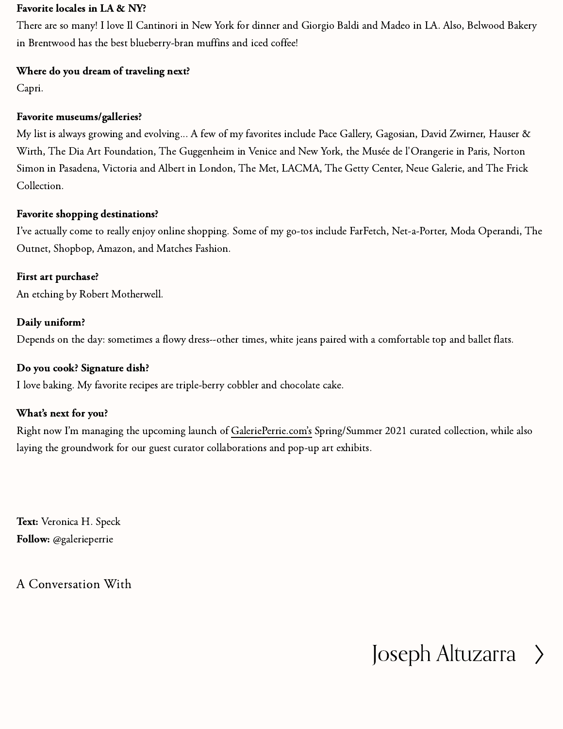**Favorite locales in LA & NY?**
There are so many! I love Il Cantinori in New York for dinner and Giorgio Baldi and Madeo in LA. Also, Belwood Bakery in Brentwood has the best blueberry-bran muffins and iced coffee!

**Where do you dream of traveling next?**
Capri.

**Favorite museums/galleries?**
My list is always growing and evolving... A few of my favorites include Pace Gallery, Gagosian, David Zwirner, Hauser & Wirth, The Dia Art Foundation, The Guggenheim in Venice and New York, the Musée de l'Orangerie in Paris, Norton Simon in Pasadena, Victoria and Albert in London, The Met, LACMA, The Getty Center, Neue Galerie, and The Frick Collection.

**Favorite shopping destinations?**
I've actually come to really enjoy online shopping. Some of my go-tos include FarFetch, Net-a-Porter, Moda Operandi, The Outnet, Shopbop, Amazon, and Matches Fashion.

**First art purchase?**
An etching by Robert Motherwell.

**Daily uniform?**
Depends on the day: sometimes a flowy dress--other times, white jeans paired with a comfortable top and ballet flats.

**Do you cook? Signature dish?**
I love baking. My favorite recipes are triple-berry cobbler and chocolate cake.

**What's next for you?**
Right now I'm managing the upcoming launch of GaleriePerrie.com's Spring/Summer 2021 curated collection, while also laying the groundwork for our guest curator collaborations and pop-up art exhibits.

**Text:** Veronica H. Speck
**Follow:** @galerieperrie

A Conversation With

Joseph Altuzarra ›